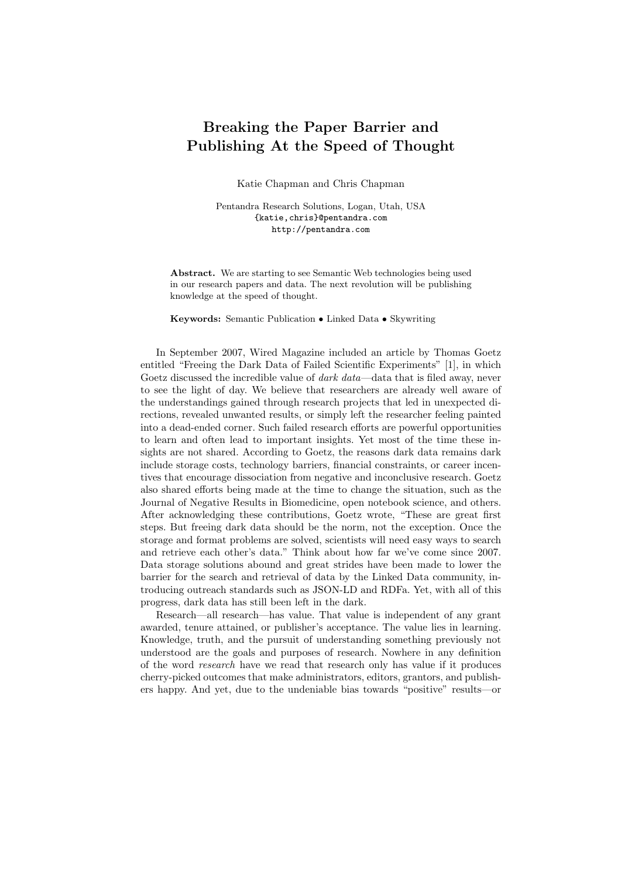# Breaking the Paper Barrier and Publishing At the Speed of Thought

Katie Chapman and Chris Chapman

Pentandra Research Solutions, Logan, Utah, USA
{katie,chris}@pentandra.com
http://pentandra.com

**Abstract.** We are starting to see Semantic Web technologies being used in our research papers and data. The next revolution will be publishing knowledge at the speed of thought.

**Keywords:** Semantic Publication • Linked Data • Skywriting

In September 2007, Wired Magazine included an article by Thomas Goetz entitled "Freeing the Dark Data of Failed Scientific Experiments" [1], in which Goetz discussed the incredible value of *dark data*—data that is filed away, never to see the light of day. We believe that researchers are already well aware of the understandings gained through research projects that led in unexpected directions, revealed unwanted results, or simply left the researcher feeling painted into a dead-ended corner. Such failed research efforts are powerful opportunities to learn and often lead to important insights. Yet most of the time these insights are not shared. According to Goetz, the reasons dark data remains dark include storage costs, technology barriers, financial constraints, or career incentives that encourage dissociation from negative and inconclusive research. Goetz also shared efforts being made at the time to change the situation, such as the Journal of Negative Results in Biomedicine, open notebook science, and others. After acknowledging these contributions, Goetz wrote, "These are great first steps. But freeing dark data should be the norm, not the exception. Once the storage and format problems are solved, scientists will need easy ways to search and retrieve each other's data." Think about how far we've come since 2007. Data storage solutions abound and great strides have been made to lower the barrier for the search and retrieval of data by the Linked Data community, introducing outreach standards such as JSON-LD and RDFa. Yet, with all of this progress, dark data has still been left in the dark.

Research—all research—has value. That value is independent of any grant awarded, tenure attained, or publisher's acceptance. The value lies in learning. Knowledge, truth, and the pursuit of understanding something previously not understood are the goals and purposes of research. Nowhere in any definition of the word *research* have we read that research only has value if it produces cherry-picked outcomes that make administrators, editors, grantors, and publishers happy. And yet, due to the undeniable bias towards "positive" results—or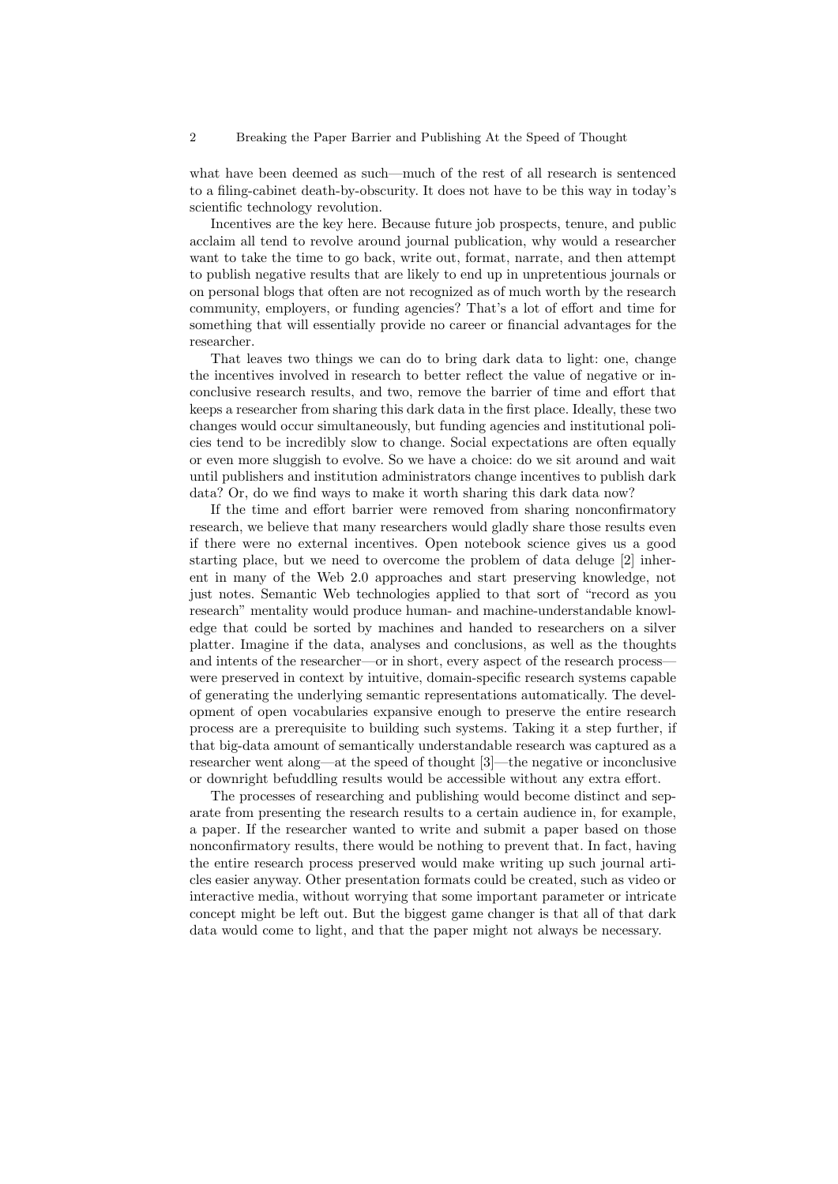what have been deemed as such—much of the rest of all research is sentenced to a filing-cabinet death-by-obscurity. It does not have to be this way in today's scientific technology revolution.

Incentives are the key here. Because future job prospects, tenure, and public acclaim all tend to revolve around journal publication, why would a researcher want to take the time to go back, write out, format, narrate, and then attempt to publish negative results that are likely to end up in unpretentious journals or on personal blogs that often are not recognized as of much worth by the research community, employers, or funding agencies? That's a lot of effort and time for something that will essentially provide no career or financial advantages for the researcher.

That leaves two things we can do to bring dark data to light: one, change the incentives involved in research to better reflect the value of negative or inconclusive research results, and two, remove the barrier of time and effort that keeps a researcher from sharing this dark data in the first place. Ideally, these two changes would occur simultaneously, but funding agencies and institutional policies tend to be incredibly slow to change. Social expectations are often equally or even more sluggish to evolve. So we have a choice: do we sit around and wait until publishers and institution administrators change incentives to publish dark data? Or, do we find ways to make it worth sharing this dark data now?

If the time and effort barrier were removed from sharing nonconfirmatory research, we believe that many researchers would gladly share those results even if there were no external incentives. Open notebook science gives us a good starting place, but we need to overcome the problem of data deluge [2] inherent in many of the Web 2.0 approaches and start preserving knowledge, not just notes. Semantic Web technologies applied to that sort of "record as you research" mentality would produce human- and machine-understandable knowledge that could be sorted by machines and handed to researchers on a silver platter. Imagine if the data, analyses and conclusions, as well as the thoughts and intents of the researcher—or in short, every aspect of the research process—were preserved in context by intuitive, domain-specific research systems capable of generating the underlying semantic representations automatically. The development of open vocabularies expansive enough to preserve the entire research process are a prerequisite to building such systems. Taking it a step further, if that big-data amount of semantically understandable research was captured as a researcher went along—at the speed of thought [3]—the negative or inconclusive or downright befuddling results would be accessible without any extra effort.

The processes of researching and publishing would become distinct and separate from presenting the research results to a certain audience in, for example, a paper. If the researcher wanted to write and submit a paper based on those nonconfirmatory results, there would be nothing to prevent that. In fact, having the entire research process preserved would make writing up such journal articles easier anyway. Other presentation formats could be created, such as video or interactive media, without worrying that some important parameter or intricate concept might be left out. But the biggest game changer is that all of that dark data would come to light, and that the paper might not always be necessary.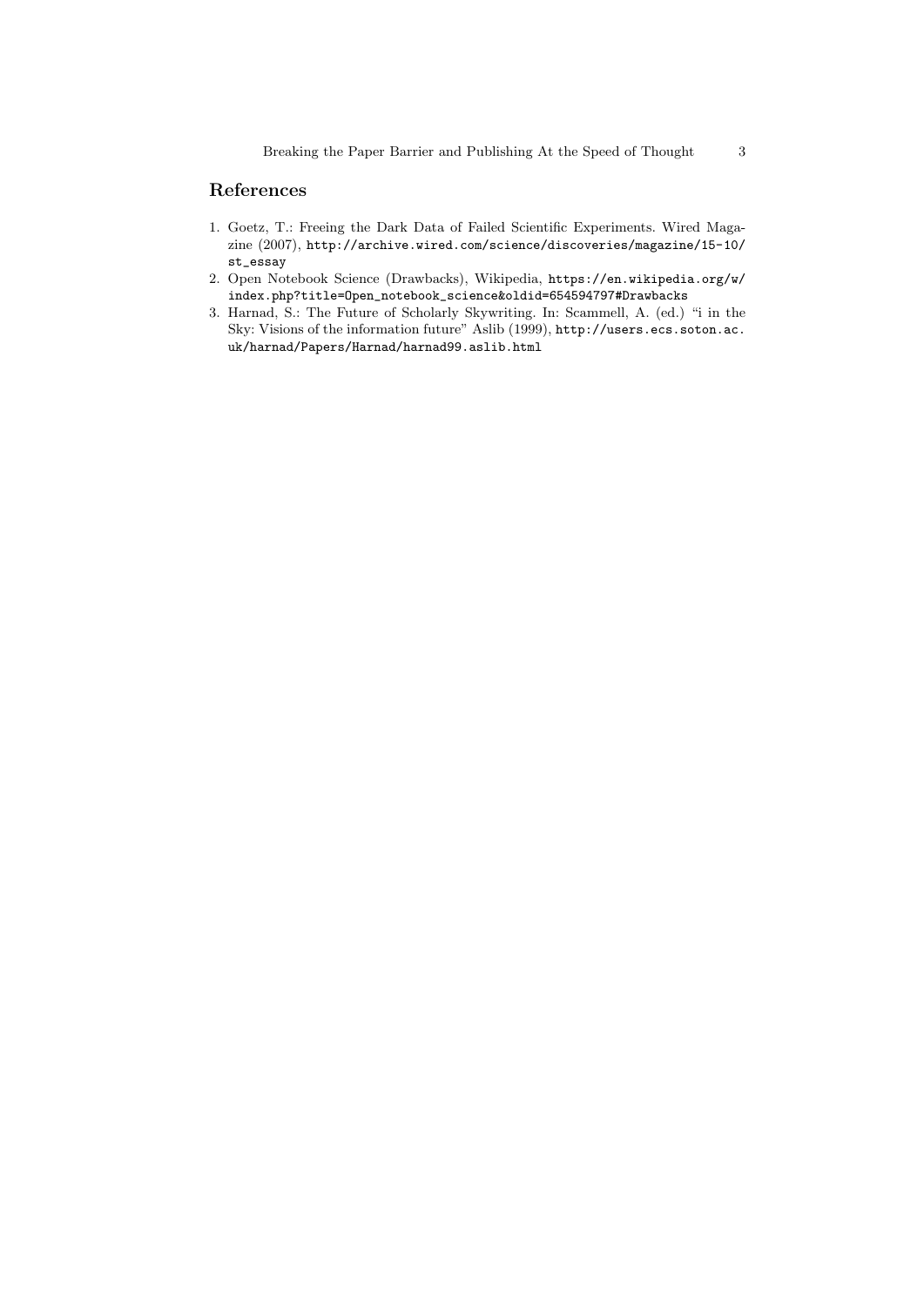## References

1. Goetz, T.: Freeing the Dark Data of Failed Scientific Experiments. Wired Magazine (2007), http://archive.wired.com/science/discoveries/magazine/15-10/st_essay
2. Open Notebook Science (Drawbacks), Wikipedia, https://en.wikipedia.org/w/index.php?title=Open_notebook_science&oldid=654594797#Drawbacks
3. Harnad, S.: The Future of Scholarly Skywriting. In: Scammell, A. (ed.) "i in the Sky: Visions of the information future" Aslib (1999), http://users.ecs.soton.ac.uk/harnad/Papers/Harnad/harnad99.aslib.html